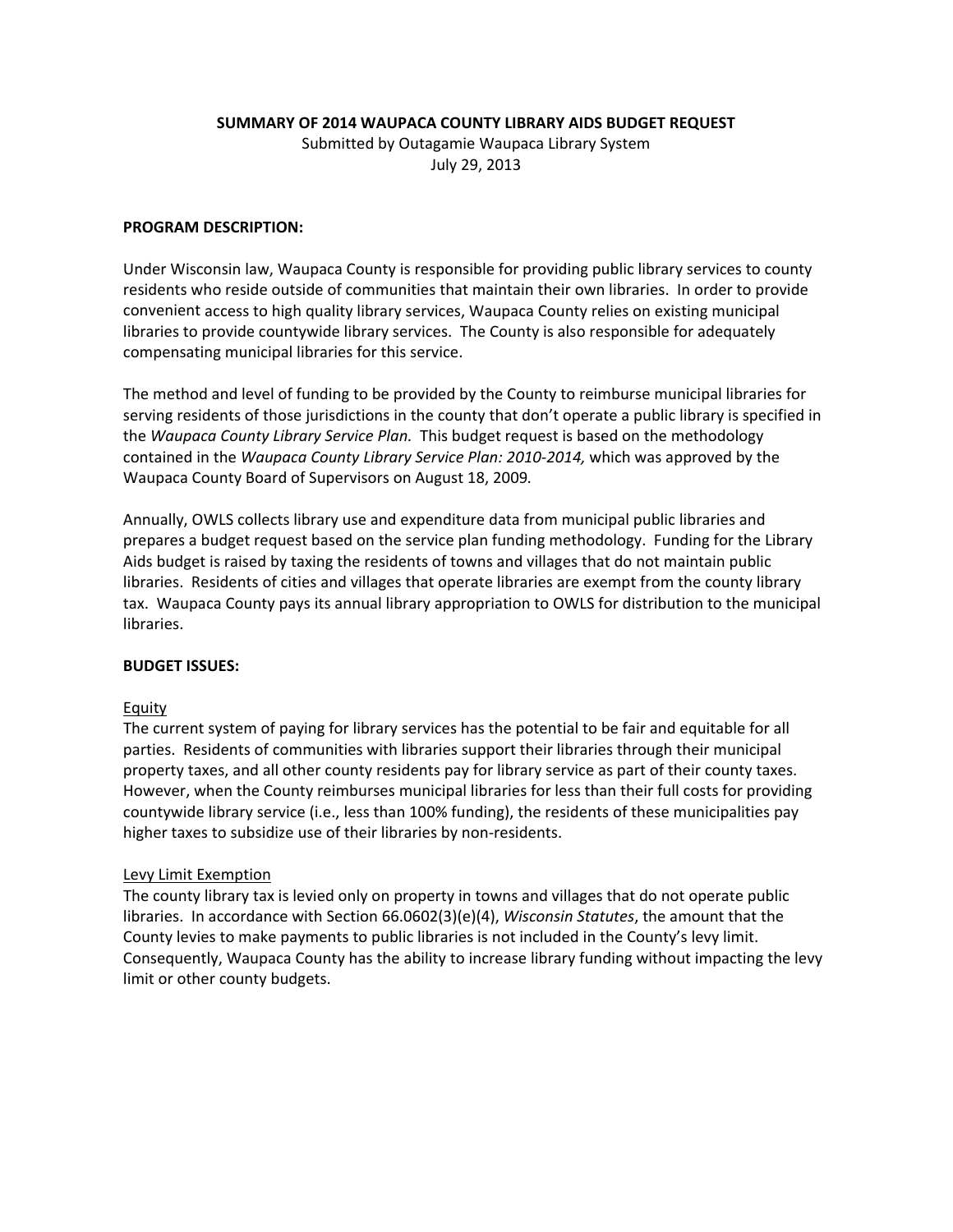**SUMMARY OF 2014 WAUPACA COUNTY LIBRARY AIDS BUDGET REQUEST**

Submitted by Outagamie Waupaca Library System

July 29, 2013

**PROGRAM DESCRIPTION:**

Under Wisconsin law, Waupaca County is responsible for providing public library services to county residents who reside outside of communities that maintain their own libraries. In order to provide convenient access to high quality library services, Waupaca County relies on existing municipal libraries to provide countywide library services. The County is also responsible for adequately compensating municipal libraries for this service.

The method and level of funding to be provided by the County to reimburse municipal libraries for serving residents of those jurisdictions in the county that don't operate a public library is specified in the *Waupaca County Library Service Plan.* This budget request is based on the methodology contained in the *Waupaca County Library Service Plan: 2010-2014,* which was approved by the Waupaca County Board of Supervisors on August 18, 2009*.*

Annually, OWLS collects library use and expenditure data from municipal public libraries and prepares a budget request based on the service plan funding methodology. Funding for the Library Aids budget is raised by taxing the residents of towns and villages that do not maintain public libraries. Residents of cities and villages that operate libraries are exempt from the county library tax. Waupaca County pays its annual library appropriation to OWLS for distribution to the municipal libraries.

**BUDGET ISSUES:**

Equity

The current system of paying for library services has the potential to be fair and equitable for all parties. Residents of communities with libraries support their libraries through their municipal property taxes, and all other county residents pay for library service as part of their county taxes. However, when the County reimburses municipal libraries for less than their full costs for providing countywide library service (i.e., less than 100% funding), the residents of these municipalities pay higher taxes to subsidize use of their libraries by non-residents.

Levy Limit Exemption

The county library tax is levied only on property in towns and villages that do not operate public libraries. In accordance with Section 66.0602(3)(e)(4), *Wisconsin Statutes*, the amount that the County levies to make payments to public libraries is not included in the County's levy limit. Consequently, Waupaca County has the ability to increase library funding without impacting the levy limit or other county budgets.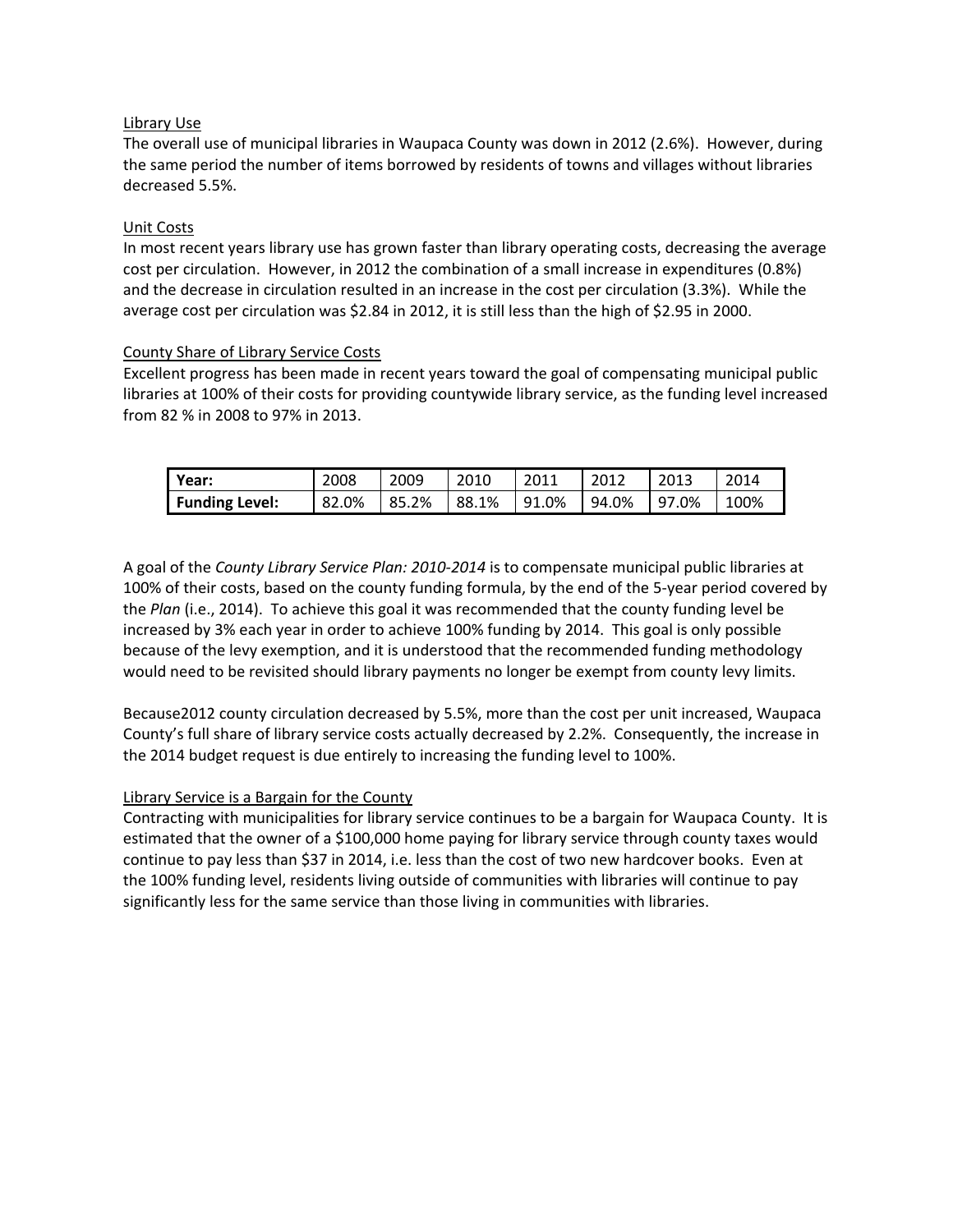Library Use
The overall use of municipal libraries in Waupaca County was down in 2012 (2.6%). However, during the same period the number of items borrowed by residents of towns and villages without libraries decreased 5.5%.

Unit Costs
In most recent years library use has grown faster than library operating costs, decreasing the average cost per circulation. However, in 2012 the combination of a small increase in expenditures (0.8%) and the decrease in circulation resulted in an increase in the cost per circulation (3.3%). While the average cost per circulation was $2.84 in 2012, it is still less than the high of $2.95 in 2000.

County Share of Library Service Costs
Excellent progress has been made in recent years toward the goal of compensating municipal public libraries at 100% of their costs for providing countywide library service, as the funding level increased from 82 % in 2008 to 97% in 2013.

| **Year:** | 2008 | 2009 | 2010 | 2011 | 2012 | 2013 | 2014 |
|---|---|---|---|---|---|---|---|
| **Funding Level:** | 82.0% | 85.2% | 88.1% | 91.0% | 94.0% | 97.0% | 100% |

A goal of the *County Library Service Plan: 2010-2014* is to compensate municipal public libraries at 100% of their costs, based on the county funding formula, by the end of the 5-year period covered by the *Plan* (i.e., 2014). To achieve this goal it was recommended that the county funding level be increased by 3% each year in order to achieve 100% funding by 2014. This goal is only possible because of the levy exemption, and it is understood that the recommended funding methodology would need to be revisited should library payments no longer be exempt from county levy limits.

Because2012 county circulation decreased by 5.5%, more than the cost per unit increased, Waupaca County's full share of library service costs actually decreased by 2.2%. Consequently, the increase in the 2014 budget request is due entirely to increasing the funding level to 100%.

Library Service is a Bargain for the County
Contracting with municipalities for library service continues to be a bargain for Waupaca County. It is estimated that the owner of a $100,000 home paying for library service through county taxes would continue to pay less than $37 in 2014, i.e. less than the cost of two new hardcover books. Even at the 100% funding level, residents living outside of communities with libraries will continue to pay significantly less for the same service than those living in communities with libraries.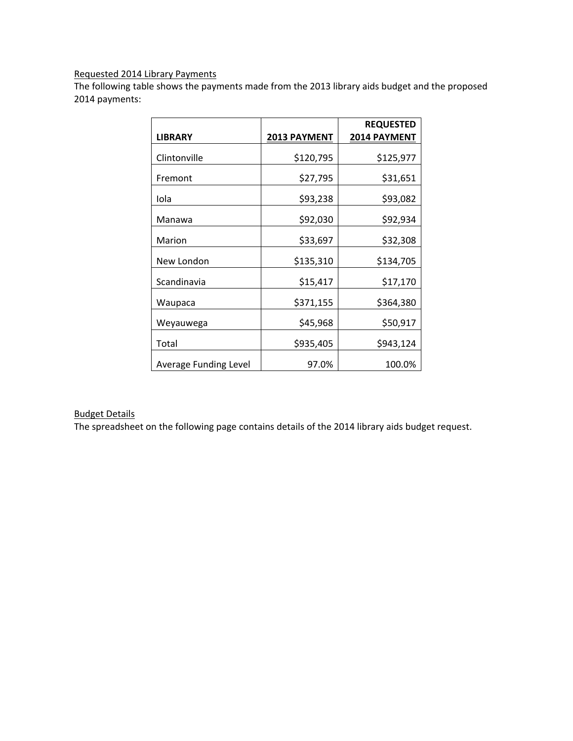<u>Requested 2014 Library Payments</u>

The following table shows the payments made from the 2013 library aids budget and the proposed 2014 payments:

| LIBRARY | 2013 PAYMENT | REQUESTED 2014 PAYMENT |
|---|---:|---:|
| Clintonville | $120,795 | $125,977 |
| Fremont | $27,795 | $31,651 |
| Iola | $93,238 | $93,082 |
| Manawa | $92,030 | $92,934 |
| Marion | $33,697 | $32,308 |
| New London | $135,310 | $134,705 |
| Scandinavia | $15,417 | $17,170 |
| Waupaca | $371,155 | $364,380 |
| Weyauwega | $45,968 | $50,917 |
| Total | $935,405 | $943,124 |
| Average Funding Level | 97.0% | 100.0% |

<u>Budget Details</u>

The spreadsheet on the following page contains details of the 2014 library aids budget request.